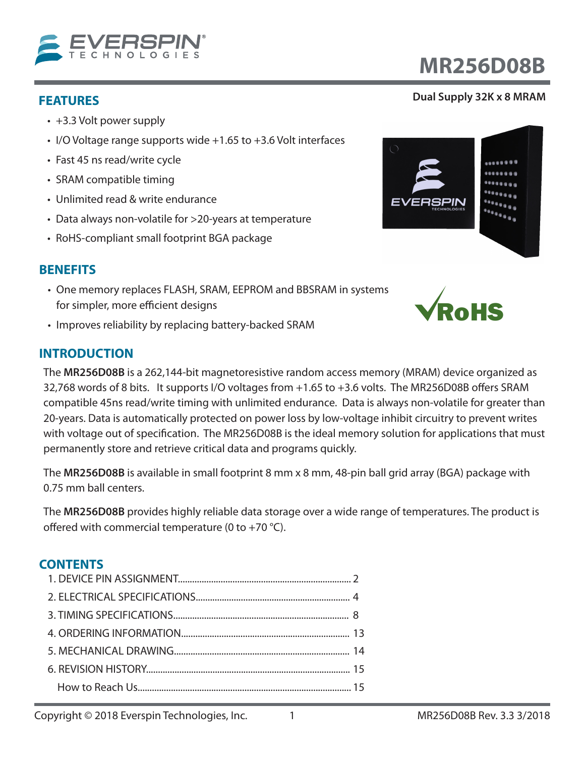# MR256D08B

**Dual Supply 32K x 8 MRAM**

## FEATURES

- +3.3 Volt power supply
- I/O Voltage range supports wide +1.65 to +3.6 Volt interfaces
- Fast 45 ns read/write cycle
- SRAM compatible timing
- Unlimited read & write endurance
- Data always non-volatile for >20-years at temperature
- RoHS-compliant small footprint BGA package

## BENEFITS

- One memory replaces FLASH, SRAM, EEPROM and BBSRAM in systems for simpler, more efficient designs
- Improves reliability by replacing battery-backed SRAM

## INTRODUCTION

The **MR256D08B** is a 262,144-bit magnetoresistive random access memory (MRAM) device organized as 32,768 words of 8 bits. It supports I/O voltages from +1.65 to +3.6 volts. The MR256D08B offers SRAM compatible 45ns read/write timing with unlimited endurance. Data is always non-volatile for greater than 20-years. Data is automatically protected on power loss by low-voltage inhibit circuitry to prevent writes with voltage out of specification. The MR256D08B is the ideal memory solution for applications that must permanently store and retrieve critical data and programs quickly.

The **MR256D08B** is available in small footprint 8 mm x 8 mm, 48-pin ball grid array (BGA) package with 0.75 mm ball centers.

The **MR256D08B** provides highly reliable data storage over a wide range of temperatures. The product is offered with commercial temperature (0 to +70 °C).

## CONTENTS

1. DEVICE PIN ASSIGNMENT........ 2
2. ELECTRICAL SPECIFICATIONS........ 4
3. TIMING SPECIFICATIONS........ 8
4. ORDERING INFORMATION........ 13
5. MECHANICAL DRAWING........ 14
6. REVISION HISTORY........ 15

How to Reach Us........ 15

Copyright © 2018 Everspin Technologies, Inc. MR256D08B Rev. 3.3 3/2018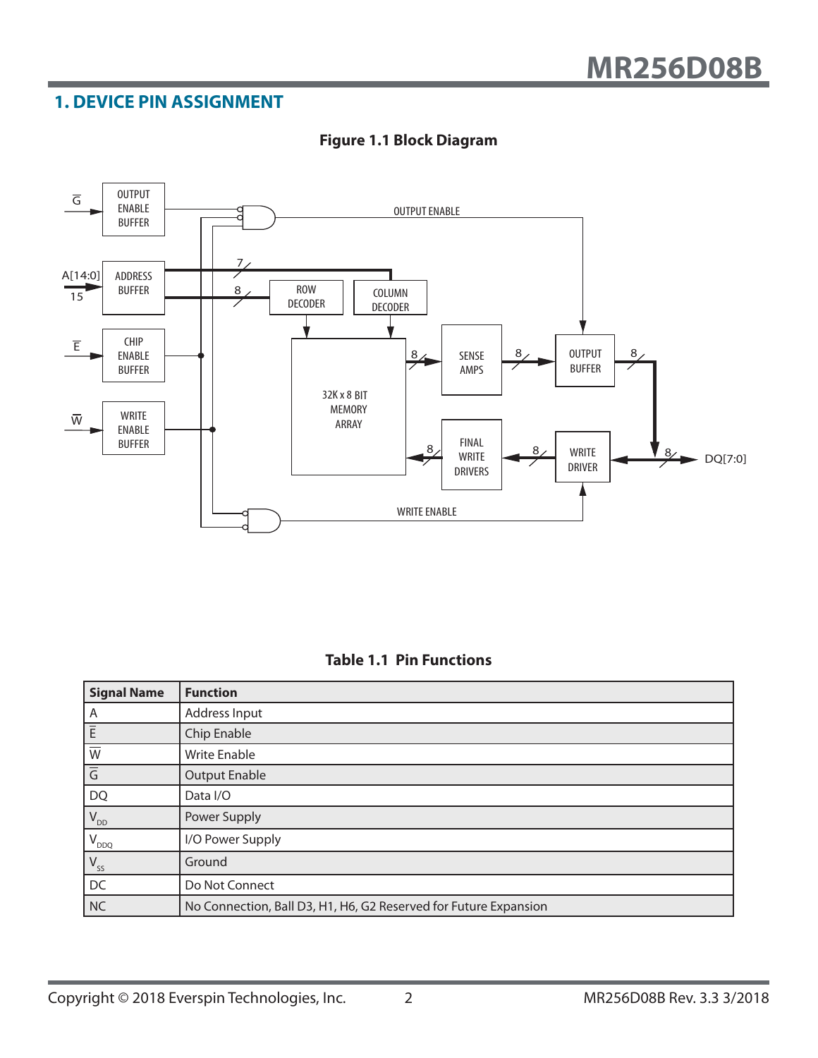## 1. DEVICE PIN ASSIGNMENT

**Figure 1.1 Block Diagram**

**Table 1.1 Pin Functions**

| Signal Name | Function |
| --- | --- |
| A | Address Input |
| $\overline{E}$ | Chip Enable |
| $\overline{W}$ | Write Enable |
| $\overline{G}$ | Output Enable |
| DQ | Data I/O |
| $V_{DD}$ | Power Supply |
| $V_{DDQ}$ | I/O Power Supply |
| $V_{SS}$ | Ground |
| DC | Do Not Connect |
| NC | No Connection, Ball D3, H1, H6, G2 Reserved for Future Expansion |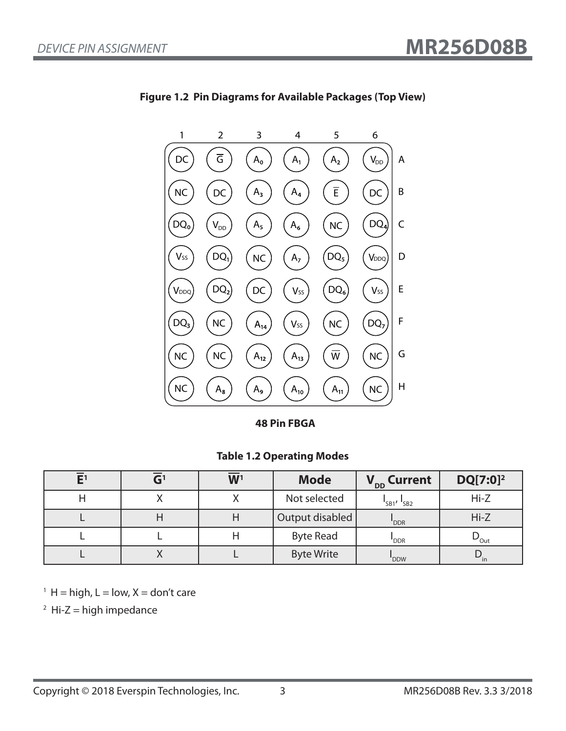**Figure 1.2 Pin Diagrams for Available Packages (Top View)**

| | 1 | 2 | 3 | 4 | 5 | 6 |
|---|---|---|---|---|---|---|
| A | DC | $\overline{G}$ | $A_0$ | $A_1$ | $A_2$ | $V_{DD}$ |
| B | NC | DC | $A_3$ | $A_4$ | $\overline{E}$ | DC |
| C | $DQ_0$ | $V_{DD}$ | $A_5$ | $A_6$ | NC | $DQ_4$ |
| D | $V_{SS}$ | $DQ_1$ | NC | $A_7$ | $DQ_5$ | $V_{DDQ}$ |
| E | $V_{DDQ}$ | $DQ_2$ | DC | $V_{SS}$ | $DQ_6$ | $V_{SS}$ |
| F | $DQ_3$ | NC | $A_{14}$ | $V_{SS}$ | NC | $DQ_7$ |
| G | NC | NC | $A_{12}$ | $A_{13}$ | $\overline{W}$ | NC |
| H | NC | $A_8$ | $A_9$ | $A_{10}$ | $A_{11}$ | NC |

**48 Pin FBGA**

**Table 1.2 Operating Modes**

| $\overline{E}$[1] | $\overline{G}$[1] | $\overline{W}$[1] | Mode | $V_{DD}$ Current | DQ[7:0][2] |
|---|---|---|---|---|---|
| H | X | X | Not selected | $I_{SB1}$, $I_{SB2}$ | Hi-Z |
| L | H | H | Output disabled | $I_{DDR}$ | Hi-Z |
| L | L | H | Byte Read | $I_{DDR}$ | $D_{Out}$ |
| L | X | L | Byte Write | $I_{DDW}$ | $D_{in}$ |

[1] H = high, L = low, X = don't care

[2] Hi-Z = high impedance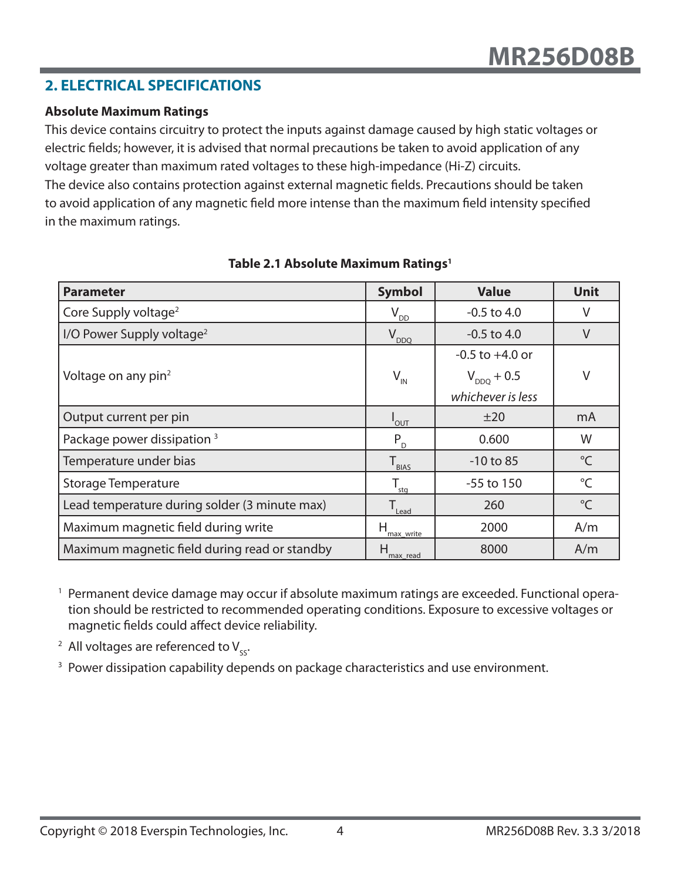## 2. ELECTRICAL SPECIFICATIONS

### Absolute Maximum Ratings

This device contains circuitry to protect the inputs against damage caused by high static voltages or electric fields; however, it is advised that normal precautions be taken to avoid application of any voltage greater than maximum rated voltages to these high-impedance (Hi-Z) circuits.
The device also contains protection against external magnetic fields. Precautions should be taken to avoid application of any magnetic field more intense than the maximum field intensity specified in the maximum ratings.

**Table 2.1 Absolute Maximum Ratings[1]**

| Parameter | Symbol | Value | Unit |
|---|---|---|---|
| Core Supply voltage[2] | $V_{DD}$ | -0.5 to 4.0 | V |
| I/O Power Supply voltage[2] | $V_{DDQ}$ | -0.5 to 4.0 | V |
| Voltage on any pin[2] | $V_{IN}$ | -0.5 to +4.0 or $V_{DDQ}$ + 0.5 *whichever is less* | V |
| Output current per pin | $I_{OUT}$ | ±20 | mA |
| Package power dissipation [3] | $P_D$ | 0.600 | W |
| Temperature under bias | $T_{BIAS}$ | -10 to 85 | °C |
| Storage Temperature | $T_{stg}$ | -55 to 150 | °C |
| Lead temperature during solder (3 minute max) | $T_{Lead}$ | 260 | °C |
| Maximum magnetic field during write | $H_{max\_write}$ | 2000 | A/m |
| Maximum magnetic field during read or standby | $H_{max\_read}$ | 8000 | A/m |

[1] Permanent device damage may occur if absolute maximum ratings are exceeded. Functional operation should be restricted to recommended operating conditions. Exposure to excessive voltages or magnetic fields could affect device reliability.

[2] All voltages are referenced to $V_{SS}$.

[3] Power dissipation capability depends on package characteristics and use environment.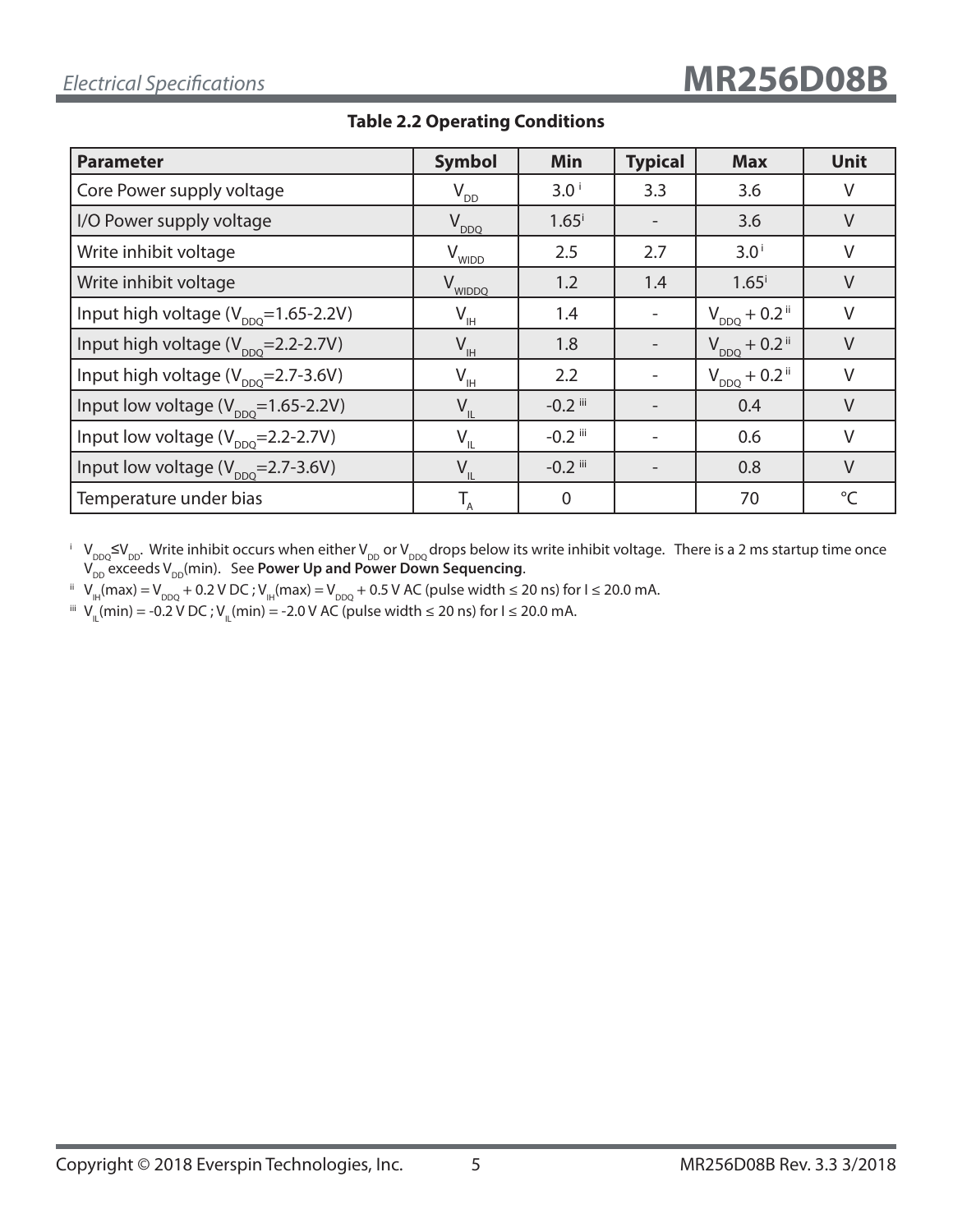**Table 2.2 Operating Conditions**

| Parameter | Symbol | Min | Typical | Max | Unit |
|---|---|---|---|---|---|
| Core Power supply voltage | $V_{DD}$ | 3.0 [i] | 3.3 | 3.6 | V |
| I/O Power supply voltage | $V_{DDQ}$ | 1.65[i] | - | 3.6 | V |
| Write inhibit voltage | $V_{WIDD}$ | 2.5 | 2.7 | 3.0[i] | V |
| Write inhibit voltage | $V_{WIDDQ}$ | 1.2 | 1.4 | 1.65[i] | V |
| Input high voltage ($V_{DDQ}$=1.65-2.2V) | $V_{IH}$ | 1.4 | - | $V_{DDQ}$ + 0.2 [ii] | V |
| Input high voltage ($V_{DDQ}$=2.2-2.7V) | $V_{IH}$ | 1.8 | - | $V_{DDQ}$ + 0.2 [ii] | V |
| Input high voltage ($V_{DDQ}$=2.7-3.6V) | $V_{IH}$ | 2.2 | - | $V_{DDQ}$ + 0.2 [ii] | V |
| Input low voltage ($V_{DDQ}$=1.65-2.2V) | $V_{IL}$ | -0.2 [iii] | - | 0.4 | V |
| Input low voltage ($V_{DDQ}$=2.2-2.7V) | $V_{IL}$ | -0.2 [iii] | - | 0.6 | V |
| Input low voltage ($V_{DDQ}$=2.7-3.6V) | $V_{IL}$ | -0.2 [iii] | - | 0.8 | V |
| Temperature under bias | $T_A$ | 0 | | 70 | °C |

[i] $V_{DDQ} \leq V_{DD}$. Write inhibit occurs when either $V_{DD}$ or $V_{DDQ}$ drops below its write inhibit voltage. There is a 2 ms startup time once $V_{DD}$ exceeds $V_{DD}$(min). See **Power Up and Power Down Sequencing**.

[ii] $V_{IH}$(max) = $V_{DDQ}$ + 0.2 V DC ; $V_{IH}$(max) = $V_{DDQ}$ + 0.5 V AC (pulse width ≤ 20 ns) for I ≤ 20.0 mA.

[iii] $V_{IL}$(min) = -0.2 V DC ; $V_{IL}$(min) = -2.0 V AC (pulse width ≤ 20 ns) for I ≤ 20.0 mA.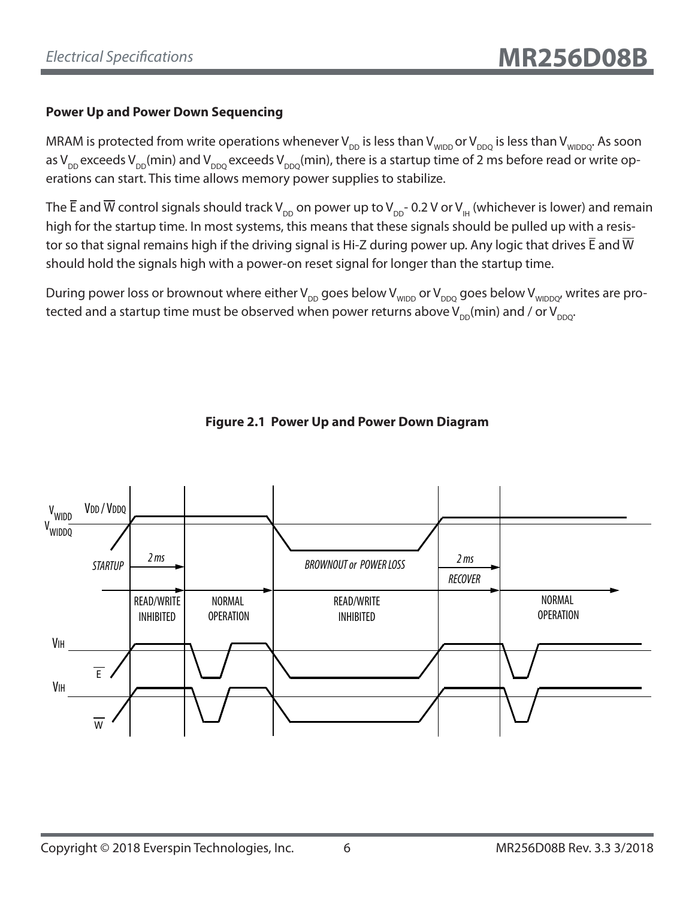### Power Up and Power Down Sequencing

MRAM is protected from write operations whenever $V_{DD}$ is less than $V_{WIDD}$ or $V_{DDQ}$ is less than $V_{WIDDQ}$. As soon as $V_{DD}$ exceeds $V_{DD}$(min) and $V_{DDQ}$ exceeds $V_{DDQ}$(min), there is a startup time of 2 ms before read or write operations can start. This time allows memory power supplies to stabilize.

The $\overline{E}$ and $\overline{W}$ control signals should track $V_{DD}$ on power up to $V_{DD}$- 0.2 V or $V_{IH}$ (whichever is lower) and remain high for the startup time. In most systems, this means that these signals should be pulled up with a resistor so that signal remains high if the driving signal is Hi-Z during power up. Any logic that drives $\overline{E}$ and $\overline{W}$ should hold the signals high with a power-on reset signal for longer than the startup time.

During power loss or brownout where either $V_{DD}$ goes below $V_{WIDD}$ or $V_{DDQ}$ goes below $V_{WIDDQ}$, writes are protected and a startup time must be observed when power returns above $V_{DD}$(min) and / or $V_{DDQ}$.

**Figure 2.1 Power Up and Power Down Diagram**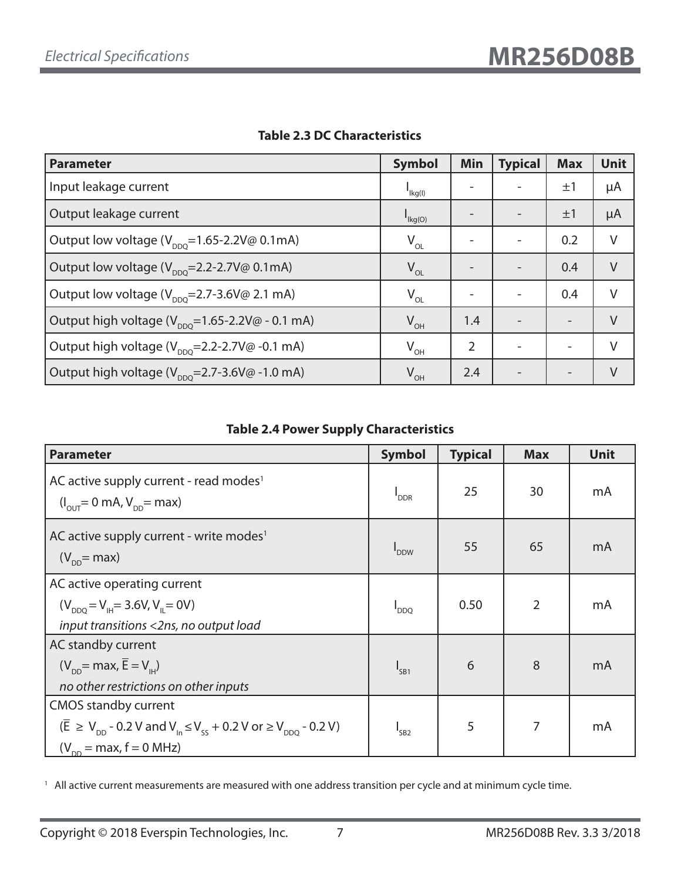**Table 2.3 DC Characteristics**

| Parameter | Symbol | Min | Typical | Max | Unit |
|---|---|---|---|---|---|
| Input leakage current | $I_{lkg(I)}$ | - | - | ±1 | µA |
| Output leakage current | $I_{lkg(O)}$ | - | - | ±1 | µA |
| Output low voltage ($V_{DDQ}$=1.65-2.2V@ 0.1mA) | $V_{OL}$ | - | - | 0.2 | V |
| Output low voltage ($V_{DDQ}$=2.2-2.7V@ 0.1mA) | $V_{OL}$ | - | - | 0.4 | V |
| Output low voltage ($V_{DDQ}$=2.7-3.6V@ 2.1 mA) | $V_{OL}$ | - | - | 0.4 | V |
| Output high voltage ($V_{DDQ}$=1.65-2.2V@ - 0.1 mA) | $V_{OH}$ | 1.4 | - | - | V |
| Output high voltage ($V_{DDQ}$=2.2-2.7V@ -0.1 mA) | $V_{OH}$ | 2 | - | - | V |
| Output high voltage ($V_{DDQ}$=2.7-3.6V@ -1.0 mA) | $V_{OH}$ | 2.4 | - | - | V |

**Table 2.4 Power Supply Characteristics**

| Parameter | Symbol | Typical | Max | Unit |
|---|---|---|---|---|
| AC active supply current - read modes[1] ($I_{OUT}$= 0 mA, $V_{DD}$= max) | $I_{DDR}$ | 25 | 30 | mA |
| AC active supply current - write modes[1] ($V_{DD}$= max) | $I_{DDW}$ | 55 | 65 | mA |
| AC active operating current ($V_{DDQ} = V_{IH}$= 3.6V, $V_{IL}$= 0V) *input transitions <2ns, no output load* | $I_{DDQ}$ | 0.50 | 2 | mA |
| AC standby current ($V_{DD}$= max, $\overline{E} = V_{IH}$) *no other restrictions on other inputs* | $I_{SB1}$ | 6 | 8 | mA |
| CMOS standby current ($\overline{E} \geq V_{DD}$ - 0.2 V and $V_{In} \leq V_{SS}$ + 0.2 V or $\geq V_{DDQ}$ - 0.2 V) ($V_{DD}$ = max, f = 0 MHz) | $I_{SB2}$ | 5 | 7 | mA |

[1] All active current measurements are measured with one address transition per cycle and at minimum cycle time.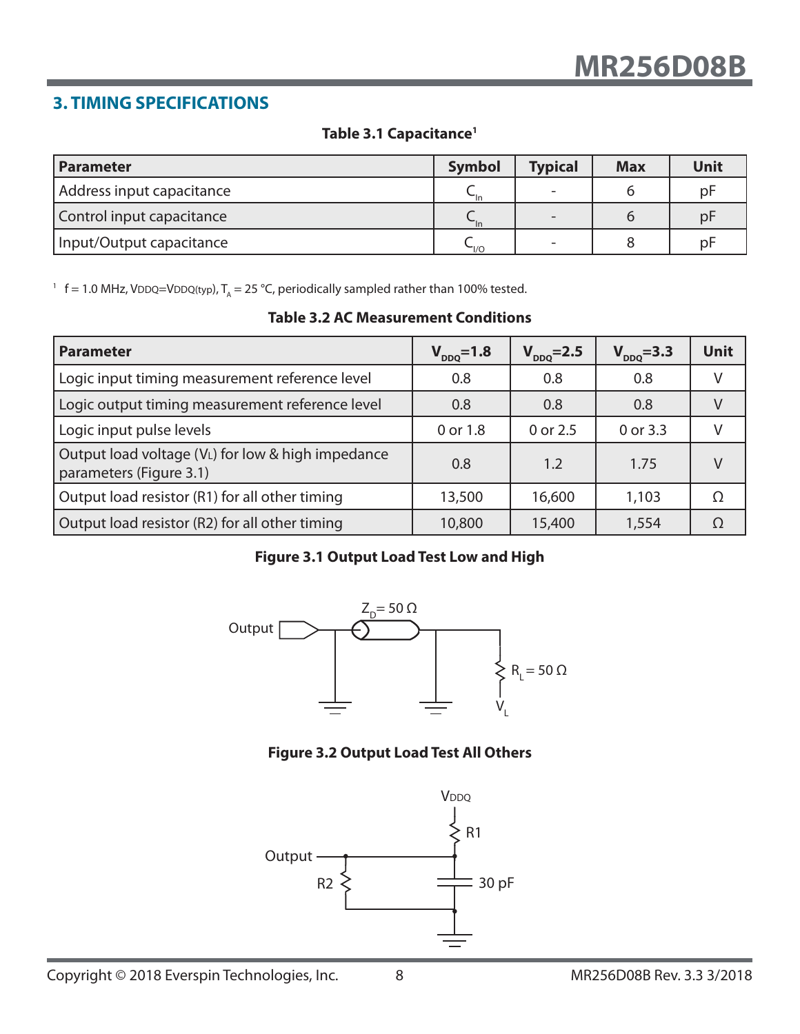# 3. TIMING SPECIFICATIONS

**Table 3.1 Capacitance[1]**

| Parameter | Symbol | Typical | Max | Unit |
|---|---|---|---|---|
| Address input capacitance | $C_{In}$ | - | 6 | pF |
| Control input capacitance | $C_{In}$ | - | 6 | pF |
| Input/Output capacitance | $C_{I/O}$ | - | 8 | pF |

[1] f = 1.0 MHz, VDDQ=VDDQ(typ), $T_A$ = 25 °C, periodically sampled rather than 100% tested.

**Table 3.2 AC Measurement Conditions**

| Parameter | $V_{DDQ}$=1.8 | $V_{DDQ}$=2.5 | $V_{DDQ}$=3.3 | Unit |
|---|---|---|---|---|
| Logic input timing measurement reference level | 0.8 | 0.8 | 0.8 | V |
| Logic output timing measurement reference level | 0.8 | 0.8 | 0.8 | V |
| Logic input pulse levels | 0 or 1.8 | 0 or 2.5 | 0 or 3.3 | V |
| Output load voltage ($V_L$) for low & high impedance parameters (Figure 3.1) | 0.8 | 1.2 | 1.75 | V |
| Output load resistor (R1) for all other timing | 13,500 | 16,600 | 1,103 | Ω |
| Output load resistor (R2) for all other timing | 10,800 | 15,400 | 1,554 | Ω |

**Figure 3.1 Output Load Test Low and High**

Output — $Z_D$= 50 Ω — $R_L$ = 50 Ω — $V_L$

**Figure 3.2 Output Load Test All Others**

VDDQ — R1 — Output — R2 — 30 pF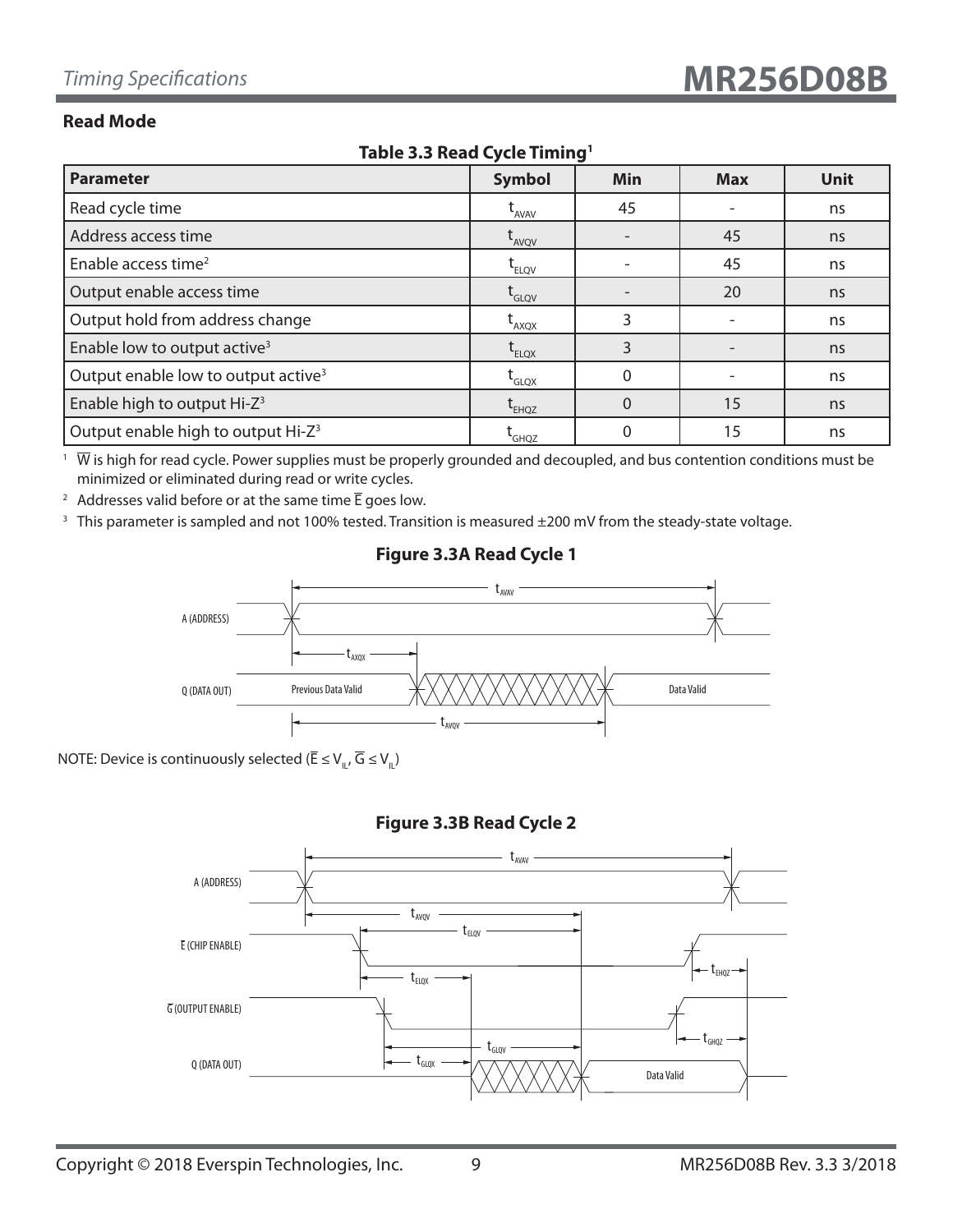## Read Mode

**Table 3.3 Read Cycle Timing[1]**

| Parameter | Symbol | Min | Max | Unit |
|---|---|---|---|---|
| Read cycle time | $t_{AVAV}$ | 45 | - | ns |
| Address access time | $t_{AVQV}$ | - | 45 | ns |
| Enable access time[2] | $t_{ELQV}$ | - | 45 | ns |
| Output enable access time | $t_{GLQV}$ | - | 20 | ns |
| Output hold from address change | $t_{AXQX}$ | 3 | - | ns |
| Enable low to output active[3] | $t_{ELQX}$ | 3 | - | ns |
| Output enable low to output active[3] | $t_{GLQX}$ | 0 | - | ns |
| Enable high to output Hi-Z[3] | $t_{EHQZ}$ | 0 | 15 | ns |
| Output enable high to output Hi-Z[3] | $t_{GHQZ}$ | 0 | 15 | ns |

[1] $\overline{W}$ is high for read cycle. Power supplies must be properly grounded and decoupled, and bus contention conditions must be minimized or eliminated during read or write cycles.

[2] Addresses valid before or at the same time $\overline{E}$ goes low.

[3] This parameter is sampled and not 100% tested. Transition is measured ±200 mV from the steady-state voltage.

**Figure 3.3A Read Cycle 1**

A (ADDRESS)

Q (DATA OUT)

Previous Data Valid

Data Valid

$t_{AVAV}$ $t_{AXQX}$ $t_{AVQV}$

NOTE: Device is continuously selected ($\overline{E} \le V_{IL}$, $\overline{G} \le V_{IL}$)

**Figure 3.3B Read Cycle 2**

A (ADDRESS)

$\overline{E}$ (CHIP ENABLE)

$\overline{G}$ (OUTPUT ENABLE)

Q (DATA OUT)

Data Valid

$t_{AVAV}$ $t_{AVQV}$ $t_{ELQV}$ $t_{ELQX}$ $t_{EHQZ}$ $t_{GLQV}$ $t_{GLQX}$ $t_{GHQZ}$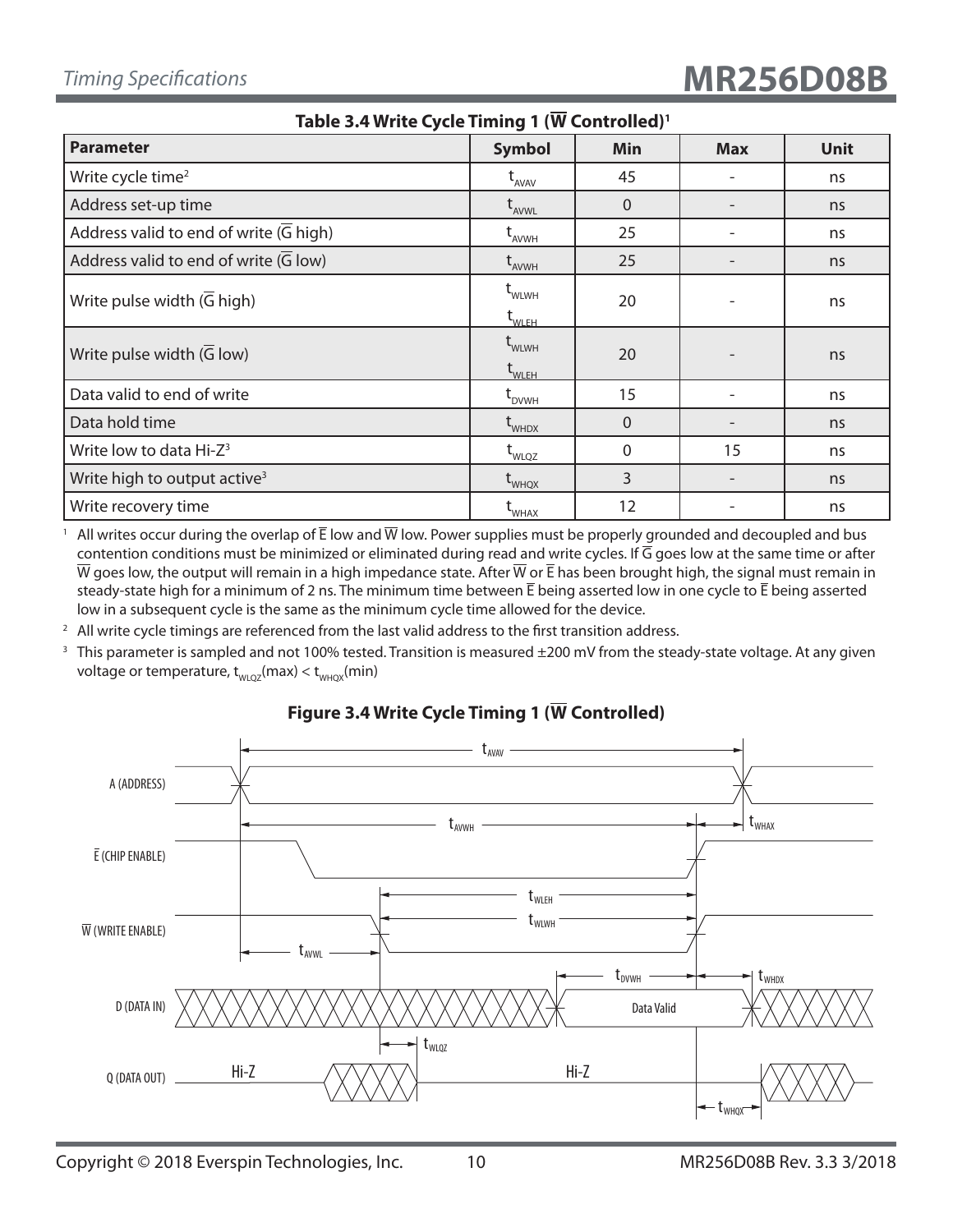### Table 3.4 Write Cycle Timing 1 ($\overline{W}$ Controlled)[1]

| Parameter | Symbol | Min | Max | Unit |
|---|---|---|---|---|
| Write cycle time[2] | $t_{AVAV}$ | 45 | - | ns |
| Address set-up time | $t_{AVWL}$ | 0 | - | ns |
| Address valid to end of write ($\overline{G}$ high) | $t_{AVWH}$ | 25 | - | ns |
| Address valid to end of write ($\overline{G}$ low) | $t_{AVWH}$ | 25 | - | ns |
| Write pulse width ($\overline{G}$ high) | $t_{WLWH}$ $t_{WLEH}$ | 20 | - | ns |
| Write pulse width ($\overline{G}$ low) | $t_{WLWH}$ $t_{WLEH}$ | 20 | - | ns |
| Data valid to end of write | $t_{DVWH}$ | 15 | - | ns |
| Data hold time | $t_{WHDX}$ | 0 | - | ns |
| Write low to data Hi-Z[3] | $t_{WLQZ}$ | 0 | 15 | ns |
| Write high to output active[3] | $t_{WHQX}$ | 3 | - | ns |
| Write recovery time | $t_{WHAX}$ | 12 | - | ns |

[1] All writes occur during the overlap of $\overline{E}$ low and $\overline{W}$ low. Power supplies must be properly grounded and decoupled and bus contention conditions must be minimized or eliminated during read and write cycles. If $\overline{G}$ goes low at the same time or after $\overline{W}$ goes low, the output will remain in a high impedance state. After $\overline{W}$ or $\overline{E}$ has been brought high, the signal must remain in steady-state high for a minimum of 2 ns. The minimum time between $\overline{E}$ being asserted low in one cycle to $\overline{E}$ being asserted low in a subsequent cycle is the same as the minimum cycle time allowed for the device.

[2] All write cycle timings are referenced from the last valid address to the first transition address.

[3] This parameter is sampled and not 100% tested. Transition is measured ±200 mV from the steady-state voltage. At any given voltage or temperature, $t_{WLQZ}$(max) < $t_{WHQX}$(min)

### Figure 3.4 Write Cycle Timing 1 ($\overline{W}$ Controlled)

A (ADDRESS)

$\overline{E}$ (CHIP ENABLE)

$\overline{W}$ (WRITE ENABLE)

D (DATA IN)

Q (DATA OUT)

$t_{AVAV}$, $t_{AVWH}$, $t_{WHAX}$, $t_{WLEH}$, $t_{WLWH}$, $t_{AVWL}$, $t_{DVWH}$, $t_{WHDX}$, $t_{WLQZ}$, $t_{WHQX}$

Data Valid

Hi-Z

Hi-Z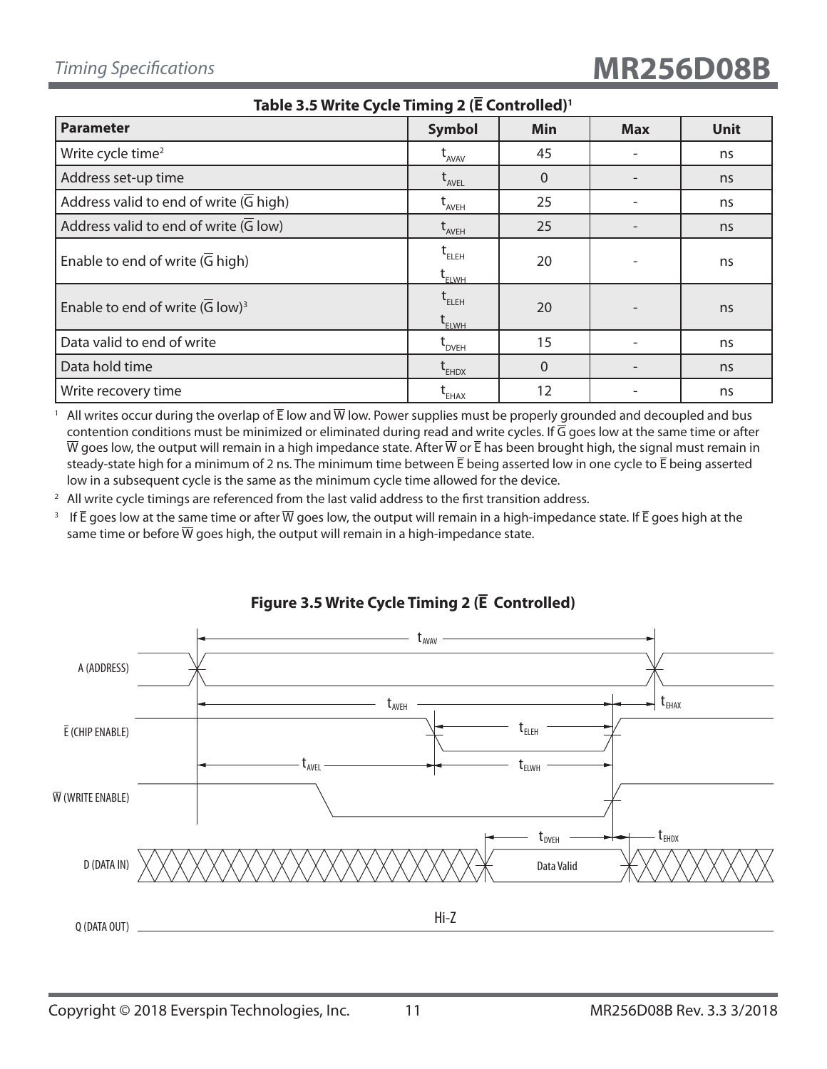### Table 3.5 Write Cycle Timing 2 ($\overline{E}$ Controlled)[1]

| Parameter | Symbol | Min | Max | Unit |
|---|---|---|---|---|
| Write cycle time[2] | $t_{AVAV}$ | 45 | - | ns |
| Address set-up time | $t_{AVEL}$ | 0 | - | ns |
| Address valid to end of write ($\overline{G}$ high) | $t_{AVEH}$ | 25 | - | ns |
| Address valid to end of write ($\overline{G}$ low) | $t_{AVEH}$ | 25 | - | ns |
| Enable to end of write ($\overline{G}$ high) | $t_{ELEH}$ $t_{ELWH}$ | 20 | - | ns |
| Enable to end of write ($\overline{G}$ low)[3] | $t_{ELEH}$ $t_{ELWH}$ | 20 | - | ns |
| Data valid to end of write | $t_{DVEH}$ | 15 | - | ns |
| Data hold time | $t_{EHDX}$ | 0 | - | ns |
| Write recovery time | $t_{EHAX}$ | 12 | - | ns |

[1] All writes occur during the overlap of $\overline{E}$ low and $\overline{W}$ low. Power supplies must be properly grounded and decoupled and bus contention conditions must be minimized or eliminated during read and write cycles. If $\overline{G}$ goes low at the same time or after $\overline{W}$ goes low, the output will remain in a high impedance state. After $\overline{W}$ or $\overline{E}$ has been brought high, the signal must remain in steady-state high for a minimum of 2 ns. The minimum time between $\overline{E}$ being asserted low in one cycle to $\overline{E}$ being asserted low in a subsequent cycle is the same as the minimum cycle time allowed for the device.

[2] All write cycle timings are referenced from the last valid address to the first transition address.

[3] If $\overline{E}$ goes low at the same time or after $\overline{W}$ goes low, the output will remain in a high-impedance state. If $\overline{E}$ goes high at the same time or before $\overline{W}$ goes high, the output will remain in a high-impedance state.

### Figure 3.5 Write Cycle Timing 2 ($\overline{E}$ Controlled)

A (ADDRESS) — $t_{AVAV}$

$\overline{E}$ (CHIP ENABLE) — $t_{AVEH}$, $t_{EHAX}$, $t_{ELEH}$, $t_{AVEL}$, $t_{ELWH}$

$\overline{W}$ (WRITE ENABLE)

D (DATA IN) — $t_{DVEH}$, $t_{EHDX}$, Data Valid

Q (DATA OUT) — Hi-Z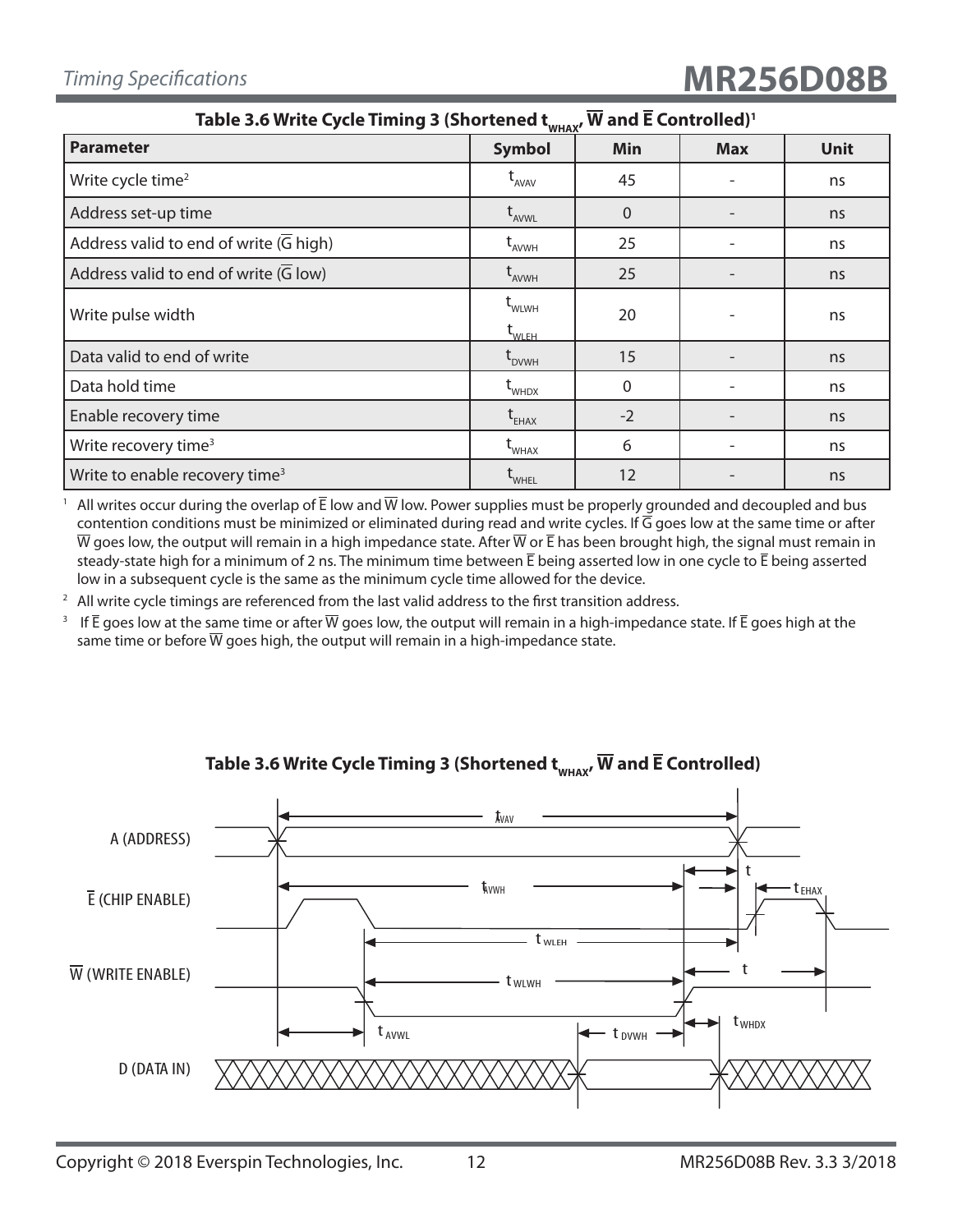### Table 3.6 Write Cycle Timing 3 (Shortened $t_{WHAX}$, $\overline{W}$ and $\overline{E}$ Controlled)[1]

| Parameter | Symbol | Min | Max | Unit |
|---|---|---|---|---|
| Write cycle time[2] | $t_{AVAV}$ | 45 | - | ns |
| Address set-up time | $t_{AVWL}$ | 0 | - | ns |
| Address valid to end of write ($\overline{G}$ high) | $t_{AVWH}$ | 25 | - | ns |
| Address valid to end of write ($\overline{G}$ low) | $t_{AVWH}$ | 25 | - | ns |
| Write pulse width | $t_{WLWH}$ $t_{WLEH}$ | 20 | - | ns |
| Data valid to end of write | $t_{DVWH}$ | 15 | - | ns |
| Data hold time | $t_{WHDX}$ | 0 | - | ns |
| Enable recovery time | $t_{EHAX}$ | -2 | - | ns |
| Write recovery time[3] | $t_{WHAX}$ | 6 | - | ns |
| Write to enable recovery time[3] | $t_{WHEL}$ | 12 | - | ns |

1. All writes occur during the overlap of $\overline{E}$ low and $\overline{W}$ low. Power supplies must be properly grounded and decoupled and bus contention conditions must be minimized or eliminated during read and write cycles. If $\overline{G}$ goes low at the same time or after $\overline{W}$ goes low, the output will remain in a high impedance state. After $\overline{W}$ or $\overline{E}$ has been brought high, the signal must remain in steady-state high for a minimum of 2 ns. The minimum time between $\overline{E}$ being asserted low in one cycle to $\overline{E}$ being asserted low in a subsequent cycle is the same as the minimum cycle time allowed for the device.
2. All write cycle timings are referenced from the last valid address to the first transition address.
3. If $\overline{E}$ goes low at the same time or after $\overline{W}$ goes low, the output will remain in a high-impedance state. If $\overline{E}$ goes high at the same time or before $\overline{W}$ goes high, the output will remain in a high-impedance state.

### Table 3.6 Write Cycle Timing 3 (Shortened $t_{WHAX}$, $\overline{W}$ and $\overline{E}$ Controlled)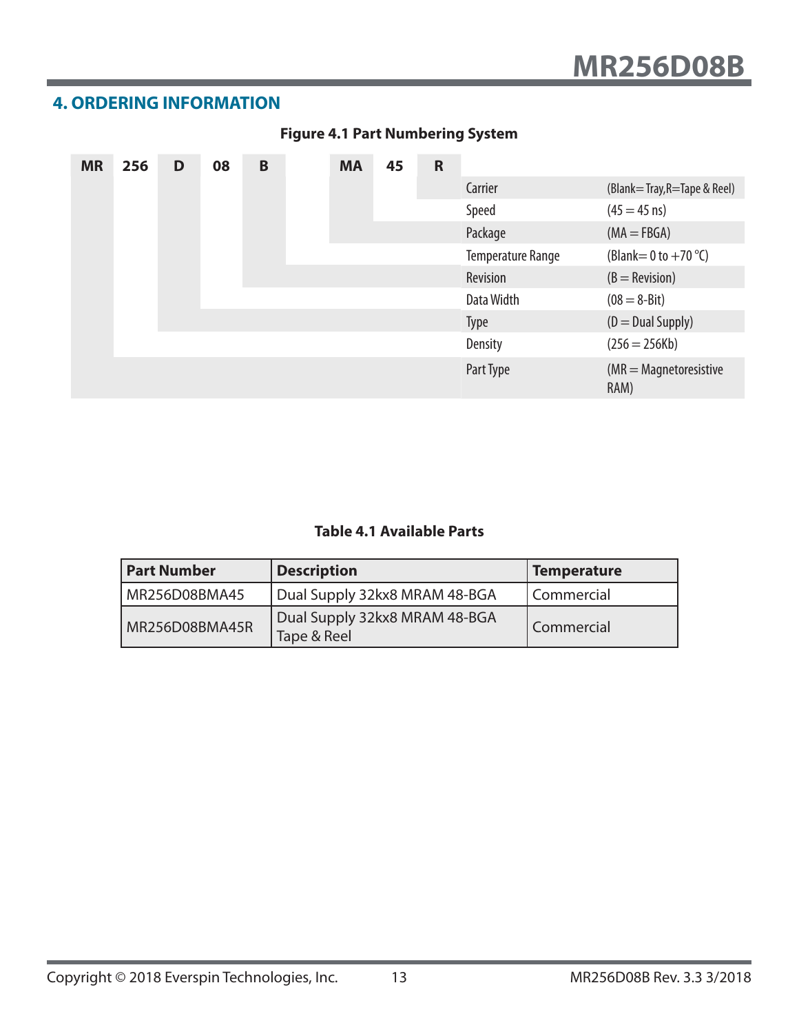## 4. ORDERING INFORMATION

**Figure 4.1 Part Numbering System**

| MR | 256 | D | 08 | B | | MA | 45 | R | | |
|---|---|---|---|---|---|---|---|---|---|---|
| | | | | | | | | | Carrier | (Blank= Tray,R=Tape & Reel) |
| | | | | | | | | | Speed | (45 = 45 ns) |
| | | | | | | | | | Package | (MA = FBGA) |
| | | | | | | | | | Temperature Range | (Blank= 0 to +70 °C) |
| | | | | | | | | | Revision | (B = Revision) |
| | | | | | | | | | Data Width | (08 = 8-Bit) |
| | | | | | | | | | Type | (D = Dual Supply) |
| | | | | | | | | | Density | (256 = 256Kb) |
| | | | | | | | | | Part Type | (MR = Magnetoresistive RAM) |

**Table 4.1 Available Parts**

| Part Number | Description | Temperature |
|---|---|---|
| MR256D08BMA45 | Dual Supply 32kx8 MRAM 48-BGA | Commercial |
| MR256D08BMA45R | Dual Supply 32kx8 MRAM 48-BGA Tape & Reel | Commercial |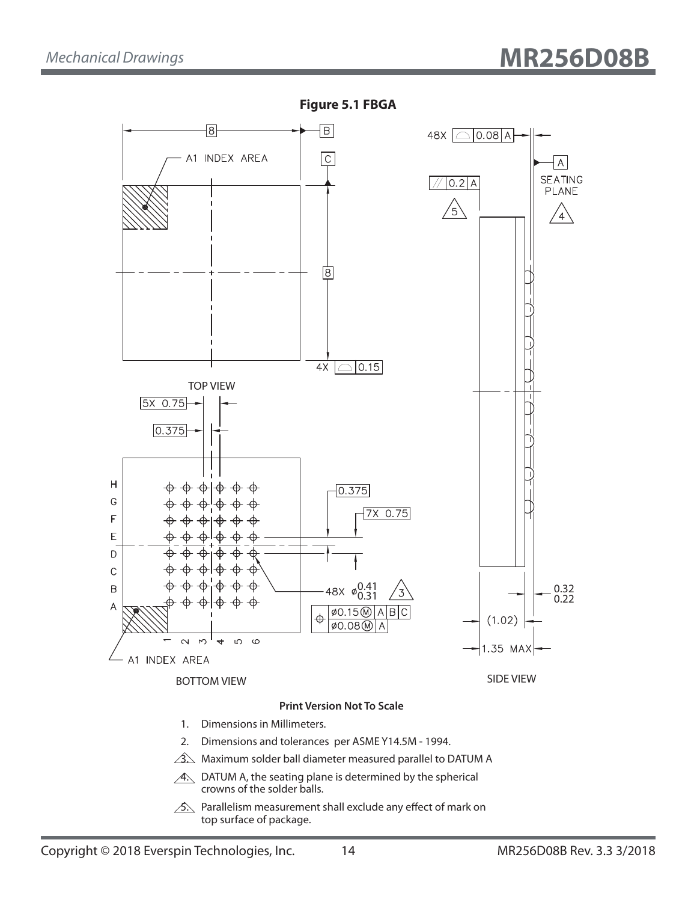**Figure 5.1 FBGA**

TOP VIEW

BOTTOM VIEW

SIDE VIEW

**Print Version Not To Scale**

1. Dimensions in Millimeters.
2. Dimensions and tolerances per ASME Y14.5M - 1994.
3. Maximum solder ball diameter measured parallel to DATUM A
4. DATUM A, the seating plane is determined by the spherical crowns of the solder balls.
5. Parallelism measurement shall exclude any effect of mark on top surface of package.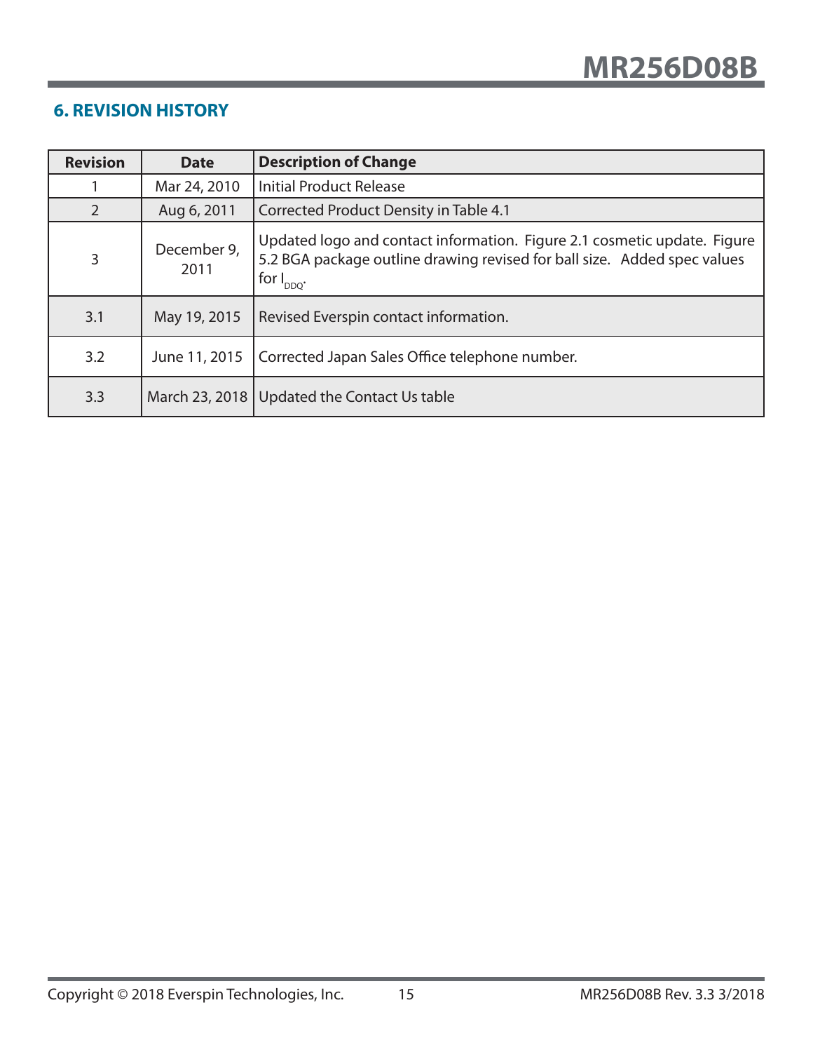## 6. REVISION HISTORY

| Revision | Date | Description of Change |
|---|---|---|
| 1 | Mar 24, 2010 | Initial Product Release |
| 2 | Aug 6, 2011 | Corrected Product Density in Table 4.1 |
| 3 | December 9, 2011 | Updated logo and contact information. Figure 2.1 cosmetic update. Figure 5.2 BGA package outline drawing revised for ball size. Added spec values for $I_{DDQ}$. |
| 3.1 | May 19, 2015 | Revised Everspin contact information. |
| 3.2 | June 11, 2015 | Corrected Japan Sales Office telephone number. |
| 3.3 | March 23, 2018 | Updated the Contact Us table |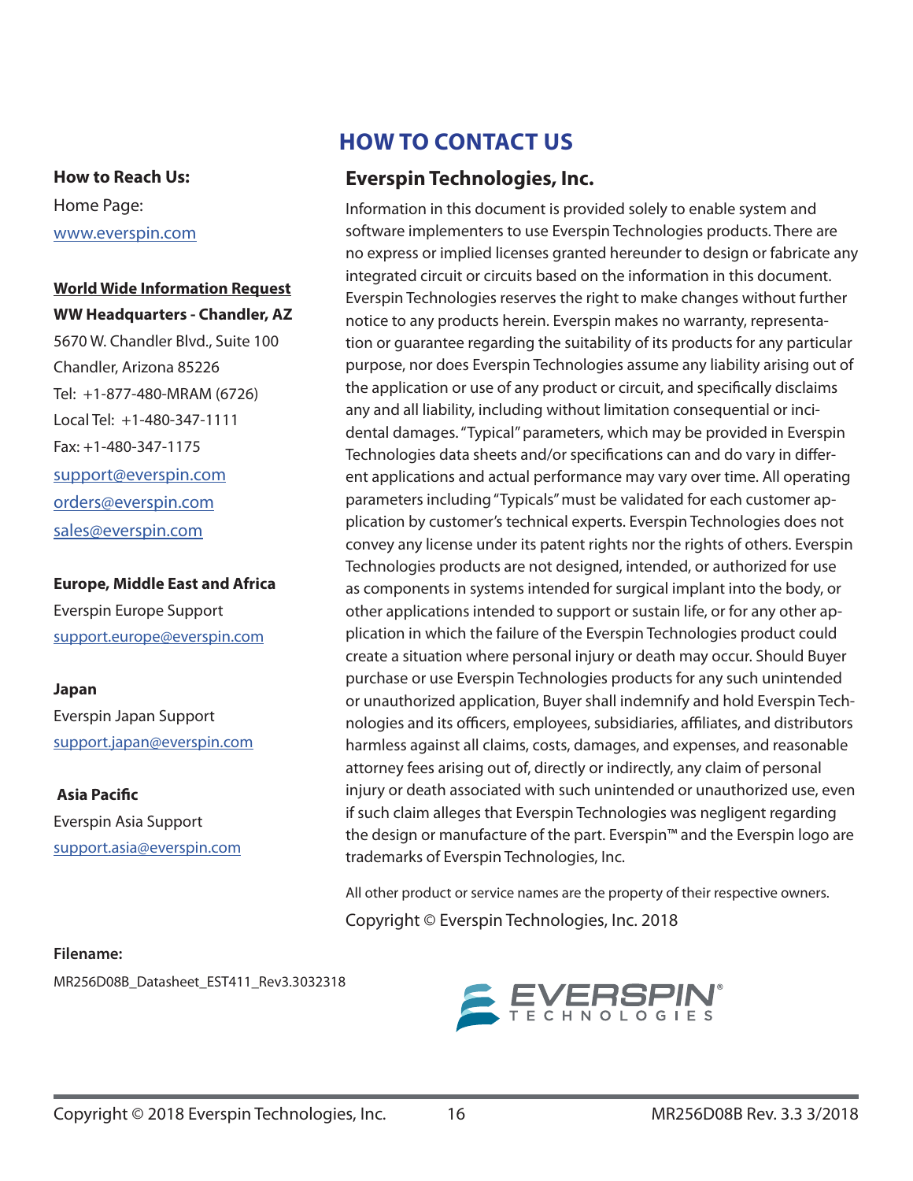# HOW TO CONTACT US

**How to Reach Us:**

Home Page:

www.everspin.com

**World Wide Information Request**

**WW Headquarters - Chandler, AZ**

5670 W. Chandler Blvd., Suite 100

Chandler, Arizona 85226

Tel: +1-877-480-MRAM (6726)

Local Tel: +1-480-347-1111

Fax: +1-480-347-1175

support@everspin.com

orders@everspin.com

sales@everspin.com

**Europe, Middle East and Africa**

Everspin Europe Support

support.europe@everspin.com

**Japan**

Everspin Japan Support

support.japan@everspin.com

**Asia Pacific**

Everspin Asia Support

support.asia@everspin.com

## Everspin Technologies, Inc.

Information in this document is provided solely to enable system and software implementers to use Everspin Technologies products. There are no express or implied licenses granted hereunder to design or fabricate any integrated circuit or circuits based on the information in this document. Everspin Technologies reserves the right to make changes without further notice to any products herein. Everspin makes no warranty, representation or guarantee regarding the suitability of its products for any particular purpose, nor does Everspin Technologies assume any liability arising out of the application or use of any product or circuit, and specifically disclaims any and all liability, including without limitation consequential or incidental damages. "Typical" parameters, which may be provided in Everspin Technologies data sheets and/or specifications can and do vary in different applications and actual performance may vary over time. All operating parameters including "Typicals" must be validated for each customer application by customer's technical experts. Everspin Technologies does not convey any license under its patent rights nor the rights of others. Everspin Technologies products are not designed, intended, or authorized for use as components in systems intended for surgical implant into the body, or other applications intended to support or sustain life, or for any other application in which the failure of the Everspin Technologies product could create a situation where personal injury or death may occur. Should Buyer purchase or use Everspin Technologies products for any such unintended or unauthorized application, Buyer shall indemnify and hold Everspin Technologies and its officers, employees, subsidiaries, affiliates, and distributors harmless against all claims, costs, damages, and expenses, and reasonable attorney fees arising out of, directly or indirectly, any claim of personal injury or death associated with such unintended or unauthorized use, even if such claim alleges that Everspin Technologies was negligent regarding the design or manufacture of the part. Everspin™ and the Everspin logo are trademarks of Everspin Technologies, Inc.

All other product or service names are the property of their respective owners.

Copyright © Everspin Technologies, Inc. 2018

**Filename:**

MR256D08B_Datasheet_EST411_Rev3.3032318